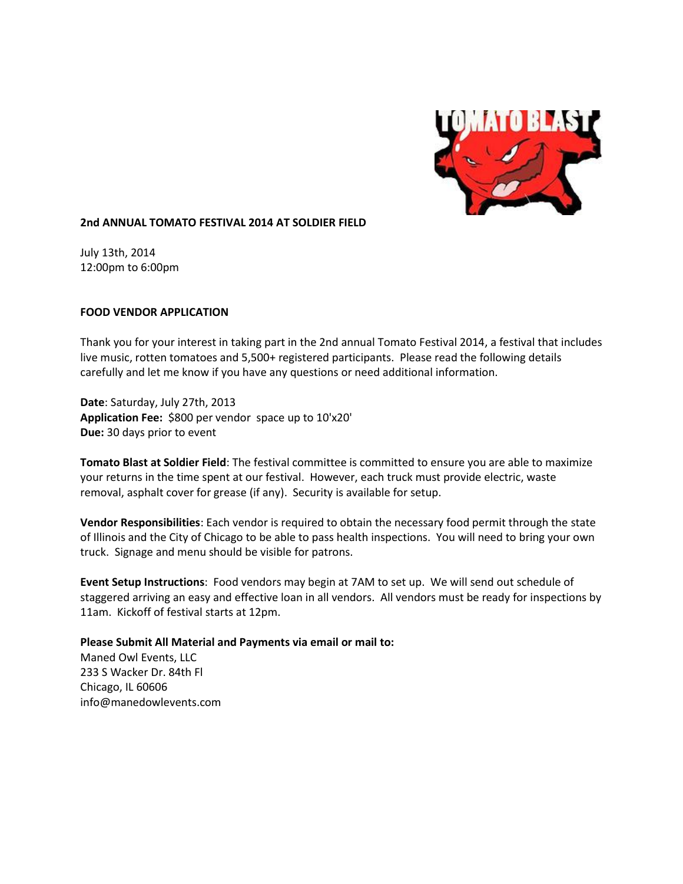**2nd ANNUAL TOMATO FESTIVAL 2014 AT SOLDIER FIELD**

July 13th, 2014
12:00pm to 6:00pm

**FOOD VENDOR APPLICATION**

Thank you for your interest in taking part in the 2nd annual Tomato Festival 2014, a festival that includes live music, rotten tomatoes and 5,500+ registered participants. Please read the following details carefully and let me know if you have any questions or need additional information.

**Date**: Saturday, July 27th, 2013
**Application Fee:** $800 per vendor space up to 10'x20'
**Due:** 30 days prior to event

**Tomato Blast at Soldier Field**: The festival committee is committed to ensure you are able to maximize your returns in the time spent at our festival. However, each truck must provide electric, waste removal, asphalt cover for grease (if any). Security is available for setup.

**Vendor Responsibilities**: Each vendor is required to obtain the necessary food permit through the state of Illinois and the City of Chicago to be able to pass health inspections. You will need to bring your own truck. Signage and menu should be visible for patrons.

**Event Setup Instructions**: Food vendors may begin at 7AM to set up. We will send out schedule of staggered arriving an easy and effective loan in all vendors. All vendors must be ready for inspections by 11am. Kickoff of festival starts at 12pm.

**Please Submit All Material and Payments via email or mail to:**
Maned Owl Events, LLC
233 S Wacker Dr. 84th Fl
Chicago, IL 60606
info@manedowlevents.com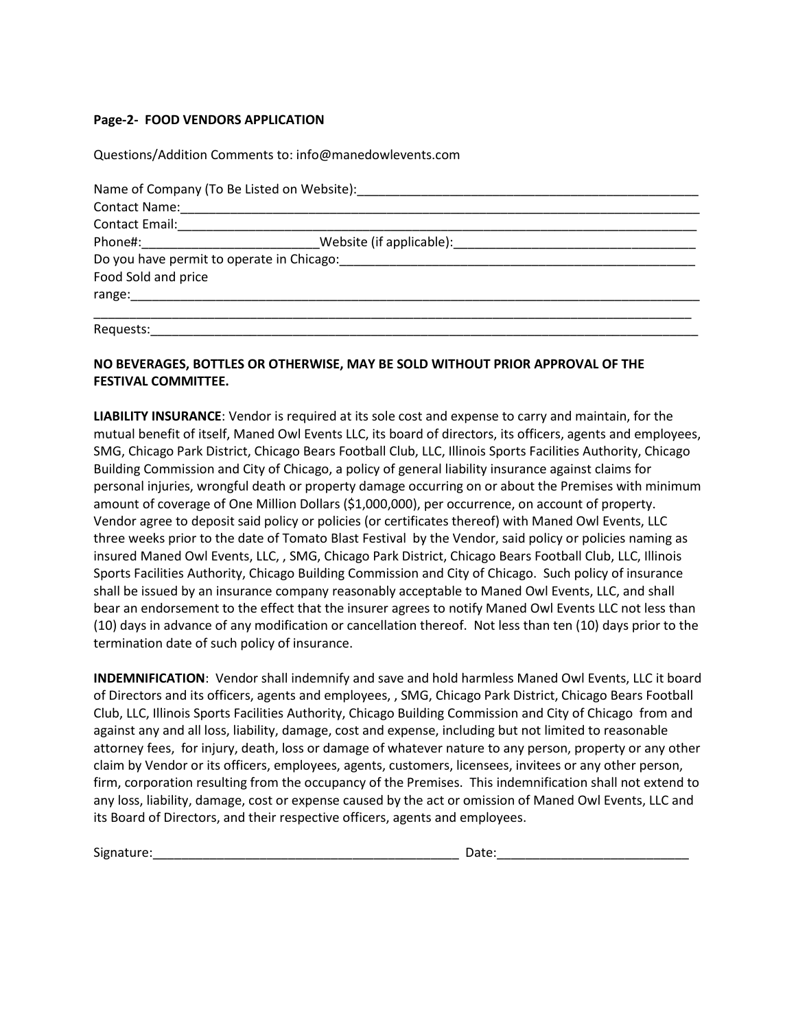**Page-2- FOOD VENDORS APPLICATION**

Questions/Addition Comments to: info@manedowlevents.com

Name of Company (To Be Listed on Website):_________________________________________________

Contact Name:_______________________________________________________________________

Contact Email:_______________________________________________________________________

Phone#:________________________Website (if applicable):__________________________________

Do you have permit to operate in Chicago:___________________________________________________

Food Sold and price range:_________________________________________________________________

_________________________________________________________________________________________

Requests:_____________________________________________________________________________

**NO BEVERAGES, BOTTLES OR OTHERWISE, MAY BE SOLD WITHOUT PRIOR APPROVAL OF THE FESTIVAL COMMITTEE.**

**LIABILITY INSURANCE**: Vendor is required at its sole cost and expense to carry and maintain, for the mutual benefit of itself, Maned Owl Events LLC, its board of directors, its officers, agents and employees, SMG, Chicago Park District, Chicago Bears Football Club, LLC, Illinois Sports Facilities Authority, Chicago Building Commission and City of Chicago, a policy of general liability insurance against claims for personal injuries, wrongful death or property damage occurring on or about the Premises with minimum amount of coverage of One Million Dollars ($1,000,000), per occurrence, on account of property. Vendor agree to deposit said policy or policies (or certificates thereof) with Maned Owl Events, LLC three weeks prior to the date of Tomato Blast Festival by the Vendor, said policy or policies naming as insured Maned Owl Events, LLC, , SMG, Chicago Park District, Chicago Bears Football Club, LLC, Illinois Sports Facilities Authority, Chicago Building Commission and City of Chicago. Such policy of insurance shall be issued by an insurance company reasonably acceptable to Maned Owl Events, LLC, and shall bear an endorsement to the effect that the insurer agrees to notify Maned Owl Events LLC not less than (10) days in advance of any modification or cancellation thereof. Not less than ten (10) days prior to the termination date of such policy of insurance.

**INDEMNIFICATION**: Vendor shall indemnify and save and hold harmless Maned Owl Events, LLC it board of Directors and its officers, agents and employees, , SMG, Chicago Park District, Chicago Bears Football Club, LLC, Illinois Sports Facilities Authority, Chicago Building Commission and City of Chicago from and against any and all loss, liability, damage, cost and expense, including but not limited to reasonable attorney fees, for injury, death, loss or damage of whatever nature to any person, property or any other claim by Vendor or its officers, employees, agents, customers, licensees, invitees or any other person, firm, corporation resulting from the occupancy of the Premises. This indemnification shall not extend to any loss, liability, damage, cost or expense caused by the act or omission of Maned Owl Events, LLC and its Board of Directors, and their respective officers, agents and employees.

Signature:____________________________________________ Date:___________________________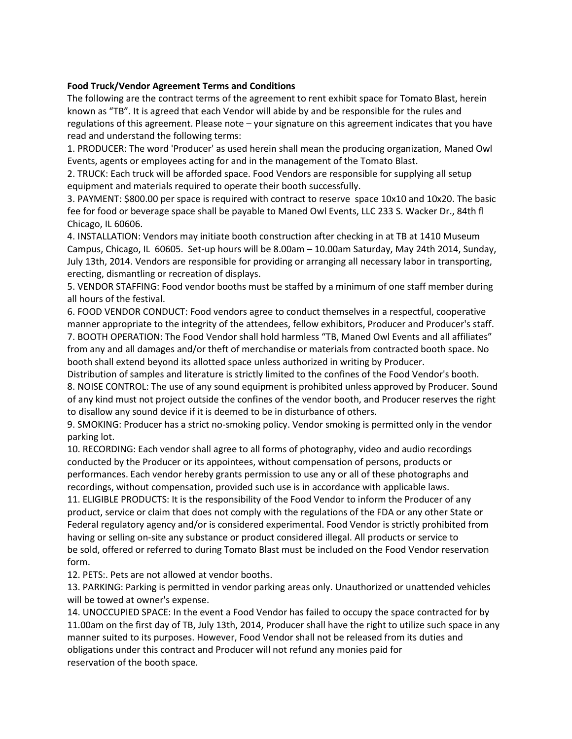**Food Truck/Vendor Agreement Terms and Conditions**

The following are the contract terms of the agreement to rent exhibit space for Tomato Blast, herein known as "TB". It is agreed that each Vendor will abide by and be responsible for the rules and regulations of this agreement. Please note – your signature on this agreement indicates that you have read and understand the following terms:

1. PRODUCER: The word 'Producer' as used herein shall mean the producing organization, Maned Owl Events, agents or employees acting for and in the management of the Tomato Blast.
2. TRUCK: Each truck will be afforded space. Food Vendors are responsible for supplying all setup equipment and materials required to operate their booth successfully.
3. PAYMENT: $800.00 per space is required with contract to reserve space 10x10 and 10x20. The basic fee for food or beverage space shall be payable to Maned Owl Events, LLC 233 S. Wacker Dr., 84th fl Chicago, IL 60606.
4. INSTALLATION: Vendors may initiate booth construction after checking in at TB at 1410 Museum Campus, Chicago, IL 60605. Set-up hours will be 8.00am – 10.00am Saturday, May 24th 2014, Sunday, July 13th, 2014. Vendors are responsible for providing or arranging all necessary labor in transporting, erecting, dismantling or recreation of displays.
5. VENDOR STAFFING: Food vendor booths must be staffed by a minimum of one staff member during all hours of the festival.
6. FOOD VENDOR CONDUCT: Food vendors agree to conduct themselves in a respectful, cooperative manner appropriate to the integrity of the attendees, fellow exhibitors, Producer and Producer's staff.
7. BOOTH OPERATION: The Food Vendor shall hold harmless "TB, Maned Owl Events and all affiliates" from any and all damages and/or theft of merchandise or materials from contracted booth space. No booth shall extend beyond its allotted space unless authorized in writing by Producer.
Distribution of samples and literature is strictly limited to the confines of the Food Vendor's booth.
8. NOISE CONTROL: The use of any sound equipment is prohibited unless approved by Producer. Sound of any kind must not project outside the confines of the vendor booth, and Producer reserves the right to disallow any sound device if it is deemed to be in disturbance of others.
9. SMOKING: Producer has a strict no-smoking policy. Vendor smoking is permitted only in the vendor parking lot.
10. RECORDING: Each vendor shall agree to all forms of photography, video and audio recordings conducted by the Producer or its appointees, without compensation of persons, products or performances. Each vendor hereby grants permission to use any or all of these photographs and recordings, without compensation, provided such use is in accordance with applicable laws.
11. ELIGIBLE PRODUCTS: It is the responsibility of the Food Vendor to inform the Producer of any product, service or claim that does not comply with the regulations of the FDA or any other State or Federal regulatory agency and/or is considered experimental. Food Vendor is strictly prohibited from having or selling on-site any substance or product considered illegal. All products or service to be sold, offered or referred to during Tomato Blast must be included on the Food Vendor reservation form.
12. PETS:. Pets are not allowed at vendor booths.
13. PARKING: Parking is permitted in vendor parking areas only. Unauthorized or unattended vehicles will be towed at owner's expense.
14. UNOCCUPIED SPACE: In the event a Food Vendor has failed to occupy the space contracted for by 11.00am on the first day of TB, July 13th, 2014, Producer shall have the right to utilize such space in any manner suited to its purposes. However, Food Vendor shall not be released from its duties and obligations under this contract and Producer will not refund any monies paid for reservation of the booth space.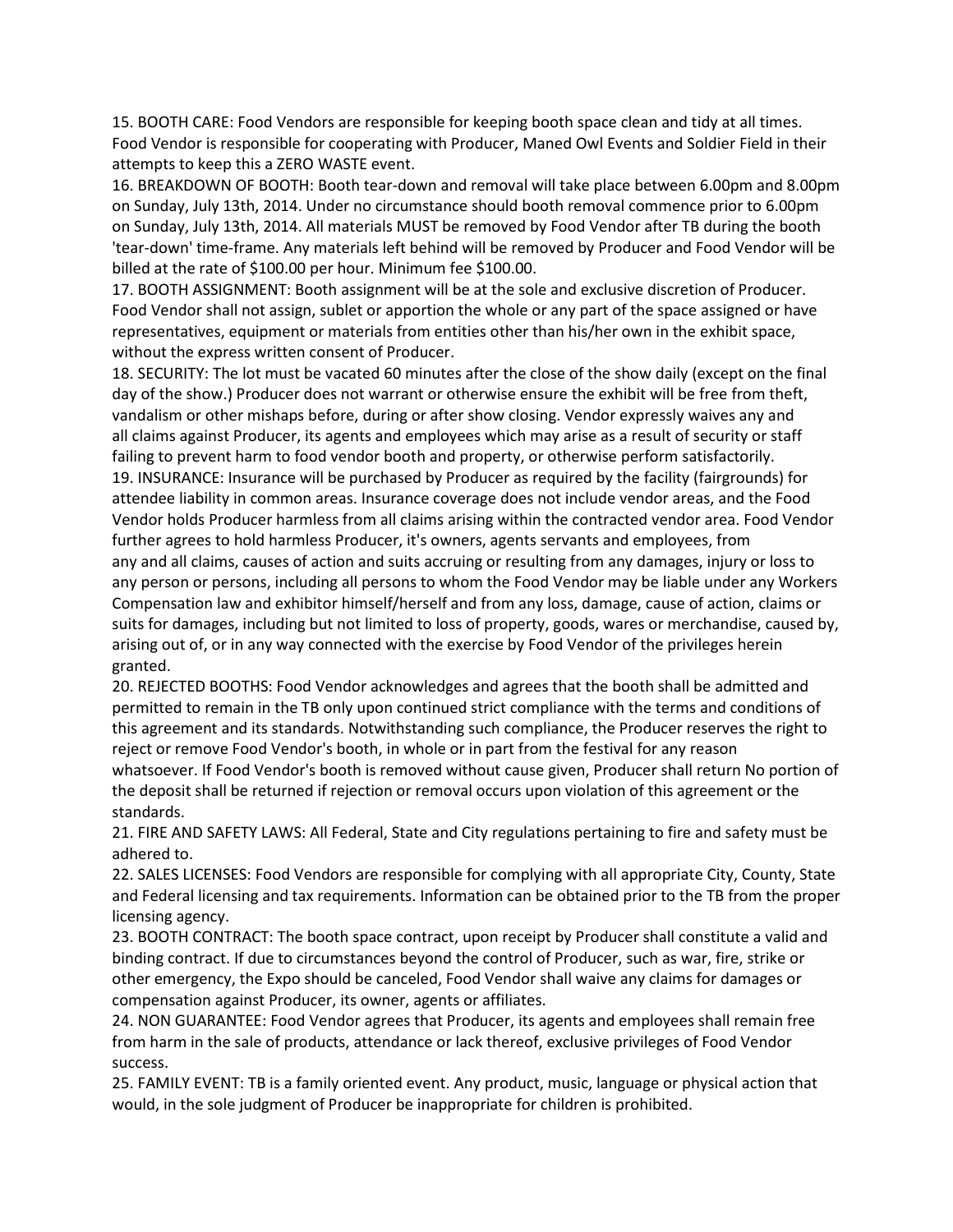15. BOOTH CARE: Food Vendors are responsible for keeping booth space clean and tidy at all times. Food Vendor is responsible for cooperating with Producer, Maned Owl Events and Soldier Field in their attempts to keep this a ZERO WASTE event.

16. BREAKDOWN OF BOOTH: Booth tear-down and removal will take place between 6.00pm and 8.00pm on Sunday, July 13th, 2014. Under no circumstance should booth removal commence prior to 6.00pm on Sunday, July 13th, 2014. All materials MUST be removed by Food Vendor after TB during the booth 'tear-down' time-frame. Any materials left behind will be removed by Producer and Food Vendor will be billed at the rate of $100.00 per hour. Minimum fee $100.00.

17. BOOTH ASSIGNMENT: Booth assignment will be at the sole and exclusive discretion of Producer. Food Vendor shall not assign, sublet or apportion the whole or any part of the space assigned or have representatives, equipment or materials from entities other than his/her own in the exhibit space, without the express written consent of Producer.

18. SECURITY: The lot must be vacated 60 minutes after the close of the show daily (except on the final day of the show.) Producer does not warrant or otherwise ensure the exhibit will be free from theft, vandalism or other mishaps before, during or after show closing. Vendor expressly waives any and all claims against Producer, its agents and employees which may arise as a result of security or staff failing to prevent harm to food vendor booth and property, or otherwise perform satisfactorily.

19. INSURANCE: Insurance will be purchased by Producer as required by the facility (fairgrounds) for attendee liability in common areas. Insurance coverage does not include vendor areas, and the Food Vendor holds Producer harmless from all claims arising within the contracted vendor area. Food Vendor further agrees to hold harmless Producer, it's owners, agents servants and employees, from any and all claims, causes of action and suits accruing or resulting from any damages, injury or loss to any person or persons, including all persons to whom the Food Vendor may be liable under any Workers Compensation law and exhibitor himself/herself and from any loss, damage, cause of action, claims or suits for damages, including but not limited to loss of property, goods, wares or merchandise, caused by, arising out of, or in any way connected with the exercise by Food Vendor of the privileges herein granted.

20. REJECTED BOOTHS: Food Vendor acknowledges and agrees that the booth shall be admitted and permitted to remain in the TB only upon continued strict compliance with the terms and conditions of this agreement and its standards. Notwithstanding such compliance, the Producer reserves the right to reject or remove Food Vendor's booth, in whole or in part from the festival for any reason whatsoever. If Food Vendor's booth is removed without cause given, Producer shall return No portion of the deposit shall be returned if rejection or removal occurs upon violation of this agreement or the standards.

21. FIRE AND SAFETY LAWS: All Federal, State and City regulations pertaining to fire and safety must be adhered to.

22. SALES LICENSES: Food Vendors are responsible for complying with all appropriate City, County, State and Federal licensing and tax requirements. Information can be obtained prior to the TB from the proper licensing agency.

23. BOOTH CONTRACT: The booth space contract, upon receipt by Producer shall constitute a valid and binding contract. If due to circumstances beyond the control of Producer, such as war, fire, strike or other emergency, the Expo should be canceled, Food Vendor shall waive any claims for damages or compensation against Producer, its owner, agents or affiliates.

24. NON GUARANTEE: Food Vendor agrees that Producer, its agents and employees shall remain free from harm in the sale of products, attendance or lack thereof, exclusive privileges of Food Vendor success.

25. FAMILY EVENT: TB is a family oriented event. Any product, music, language or physical action that would, in the sole judgment of Producer be inappropriate for children is prohibited.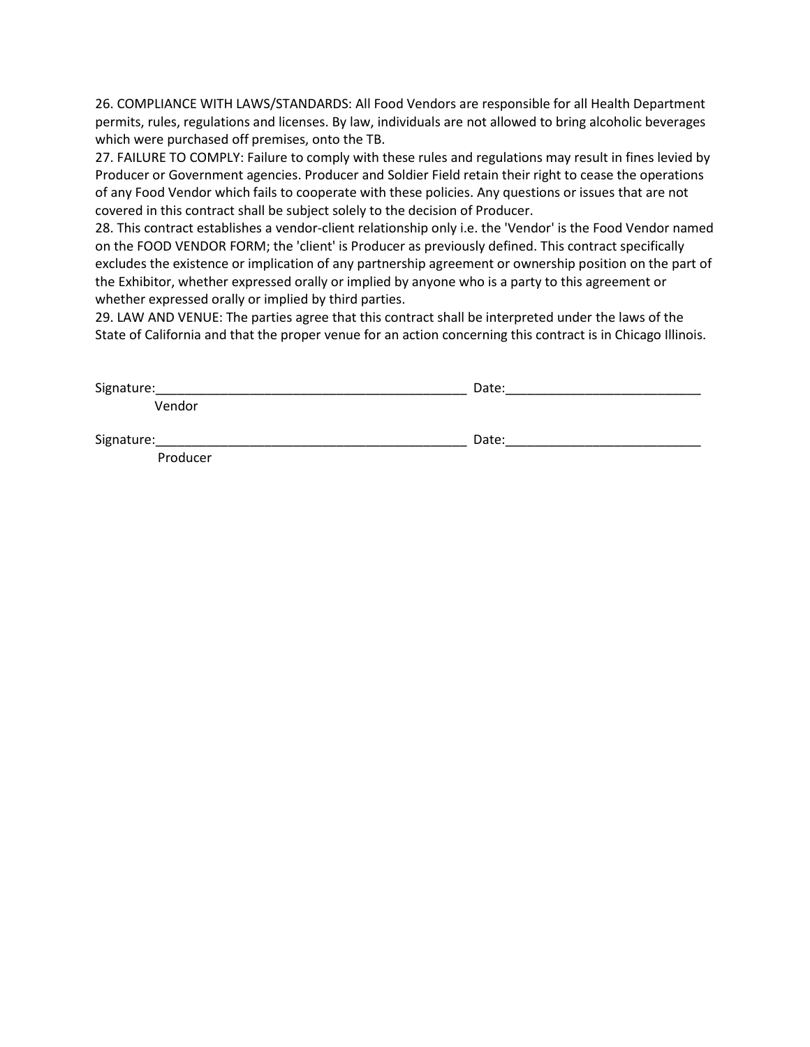26. COMPLIANCE WITH LAWS/STANDARDS: All Food Vendors are responsible for all Health Department permits, rules, regulations and licenses. By law, individuals are not allowed to bring alcoholic beverages which were purchased off premises, onto the TB.

27. FAILURE TO COMPLY: Failure to comply with these rules and regulations may result in fines levied by Producer or Government agencies. Producer and Soldier Field retain their right to cease the operations of any Food Vendor which fails to cooperate with these policies. Any questions or issues that are not covered in this contract shall be subject solely to the decision of Producer.

28. This contract establishes a vendor-client relationship only i.e. the 'Vendor' is the Food Vendor named on the FOOD VENDOR FORM; the 'client' is Producer as previously defined. This contract specifically excludes the existence or implication of any partnership agreement or ownership position on the part of the Exhibitor, whether expressed orally or implied by anyone who is a party to this agreement or whether expressed orally or implied by third parties.

29. LAW AND VENUE: The parties agree that this contract shall be interpreted under the laws of the State of California and that the proper venue for an action concerning this contract is in Chicago Illinois.

Signature:____________________________________________ Date:___________________________

Vendor

Signature:____________________________________________ Date:___________________________

Producer